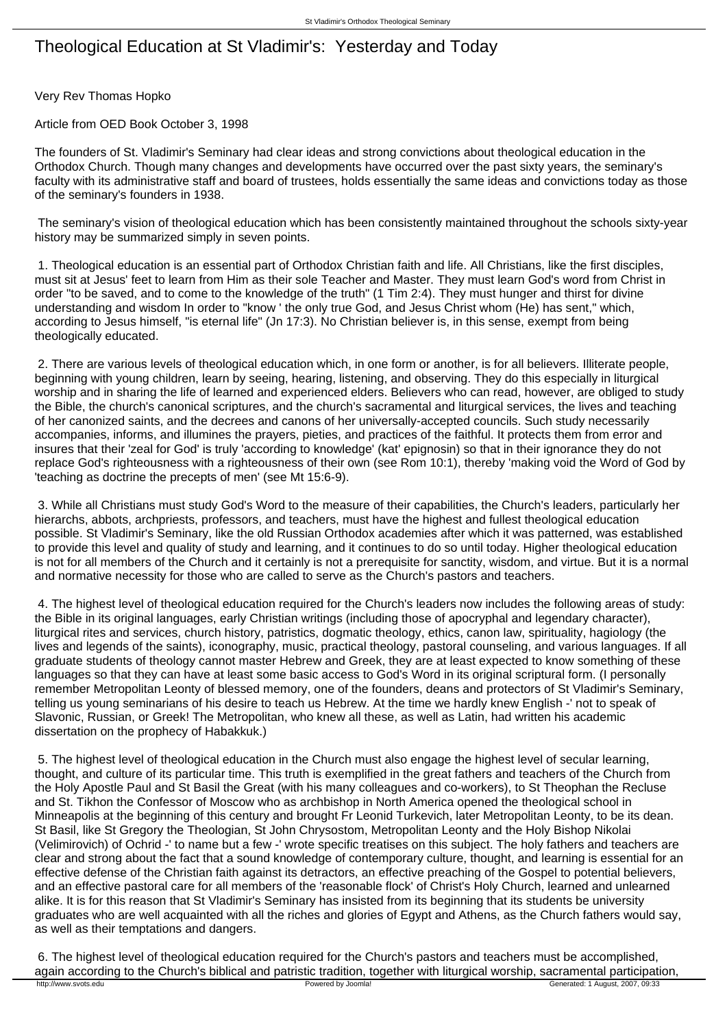# Theological Education at St Vladimir's: Yesterday and Today

Very Rev Thomas Hopko

Article from OED Book October 3, 1998

The founders of St. Vladimir's Seminary had clear ideas and strong convictions about theological education in the Orthodox Church. Though many changes and developments have occurred over the past sixty years, the seminary's faculty with its administrative staff and board of trustees, holds essentially the same ideas and convictions today as those of the seminary's founders in 1938.

The seminary's vision of theological education which has been consistently maintained throughout the schools sixty-year history may be summarized simply in seven points.

1. Theological education is an essential part of Orthodox Christian faith and life. All Christians, like the first disciples, must sit at Jesus' feet to learn from Him as their sole Teacher and Master. They must learn God's word from Christ in order "to be saved, and to come to the knowledge of the truth" (1 Tim 2:4). They must hunger and thirst for divine understanding and wisdom In order to "know ' the only true God, and Jesus Christ whom (He) has sent," which, according to Jesus himself, "is eternal life" (Jn 17:3). No Christian believer is, in this sense, exempt from being theologically educated.

2. There are various levels of theological education which, in one form or another, is for all believers. Illiterate people, beginning with young children, learn by seeing, hearing, listening, and observing. They do this especially in liturgical worship and in sharing the life of learned and experienced elders. Believers who can read, however, are obliged to study the Bible, the church's canonical scriptures, and the church's sacramental and liturgical services, the lives and teaching of her canonized saints, and the decrees and canons of her universally-accepted councils. Such study necessarily accompanies, informs, and illumines the prayers, pieties, and practices of the faithful. It protects them from error and insures that their 'zeal for God' is truly 'according to knowledge' (kat' epignosin) so that in their ignorance they do not replace God's righteousness with a righteousness of their own (see Rom 10:1), thereby 'making void the Word of God by 'teaching as doctrine the precepts of men' (see Mt 15:6-9).

3. While all Christians must study God's Word to the measure of their capabilities, the Church's leaders, particularly her hierarchs, abbots, archpriests, professors, and teachers, must have the highest and fullest theological education possible. St Vladimir's Seminary, like the old Russian Orthodox academies after which it was patterned, was established to provide this level and quality of study and learning, and it continues to do so until today. Higher theological education is not for all members of the Church and it certainly is not a prerequisite for sanctity, wisdom, and virtue. But it is a normal and normative necessity for those who are called to serve as the Church's pastors and teachers.

4. The highest level of theological education required for the Church's leaders now includes the following areas of study: the Bible in its original languages, early Christian writings (including those of apocryphal and legendary character), liturgical rites and services, church history, patristics, dogmatic theology, ethics, canon law, spirituality, hagiology (the lives and legends of the saints), iconography, music, practical theology, pastoral counseling, and various languages. If all graduate students of theology cannot master Hebrew and Greek, they are at least expected to know something of these languages so that they can have at least some basic access to God's Word in its original scriptural form. (I personally remember Metropolitan Leonty of blessed memory, one of the founders, deans and protectors of St Vladimir's Seminary, telling us young seminarians of his desire to teach us Hebrew. At the time we hardly knew English -' not to speak of Slavonic, Russian, or Greek! The Metropolitan, who knew all these, as well as Latin, had written his academic dissertation on the prophecy of Habakkuk.)

5. The highest level of theological education in the Church must also engage the highest level of secular learning, thought, and culture of its particular time. This truth is exemplified in the great fathers and teachers of the Church from the Holy Apostle Paul and St Basil the Great (with his many colleagues and co-workers), to St Theophan the Recluse and St. Tikhon the Confessor of Moscow who as archbishop in North America opened the theological school in Minneapolis at the beginning of this century and brought Fr Leonid Turkevich, later Metropolitan Leonty, to be its dean. St Basil, like St Gregory the Theologian, St John Chrysostom, Metropolitan Leonty and the Holy Bishop Nikolai (Velimirovich) of Ochrid -' to name but a few -' wrote specific treatises on this subject. The holy fathers and teachers are clear and strong about the fact that a sound knowledge of contemporary culture, thought, and learning is essential for an effective defense of the Christian faith against its detractors, an effective preaching of the Gospel to potential believers, and an effective pastoral care for all members of the 'reasonable flock' of Christ's Holy Church, learned and unlearned alike. It is for this reason that St Vladimir's Seminary has insisted from its beginning that its students be university graduates who are well acquainted with all the riches and glories of Egypt and Athens, as the Church fathers would say, as well as their temptations and dangers.

6. The highest level of theological education required for the Church's pastors and teachers must be accomplished, again according to the Church's biblical and patristic tradition, together with liturgical worship, sacramental participation,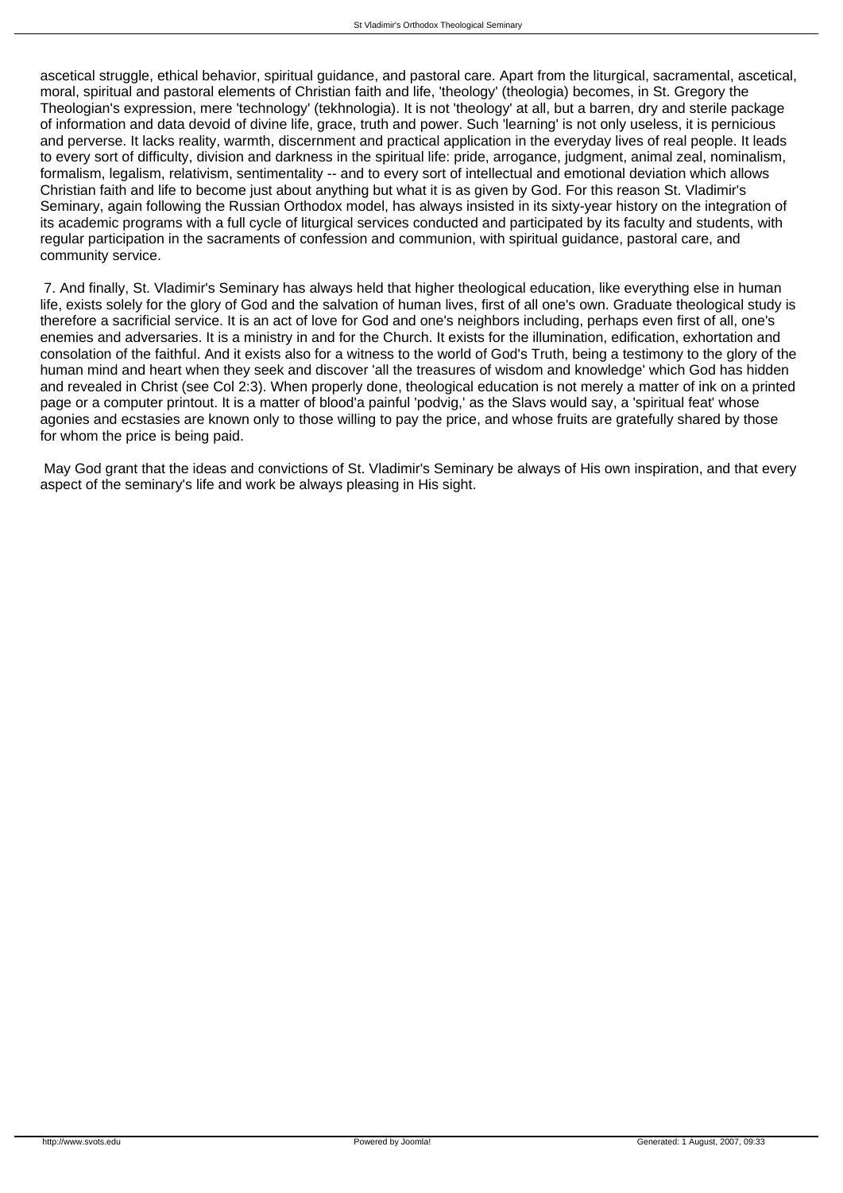ascetical struggle, ethical behavior, spiritual guidance, and pastoral care. Apart from the liturgical, sacramental, ascetical, moral, spiritual and pastoral elements of Christian faith and life, 'theology' (theologia) becomes, in St. Gregory the Theologian's expression, mere 'technology' (tekhnologia). It is not 'theology' at all, but a barren, dry and sterile package of information and data devoid of divine life, grace, truth and power. Such 'learning' is not only useless, it is pernicious and perverse. It lacks reality, warmth, discernment and practical application in the everyday lives of real people. It leads to every sort of difficulty, division and darkness in the spiritual life: pride, arrogance, judgment, animal zeal, nominalism, formalism, legalism, relativism, sentimentality -- and to every sort of intellectual and emotional deviation which allows Christian faith and life to become just about anything but what it is as given by God. For this reason St. Vladimir's Seminary, again following the Russian Orthodox model, has always insisted in its sixty-year history on the integration of its academic programs with a full cycle of liturgical services conducted and participated by its faculty and students, with regular participation in the sacraments of confession and communion, with spiritual guidance, pastoral care, and community service.

7. And finally, St. Vladimir's Seminary has always held that higher theological education, like everything else in human life, exists solely for the glory of God and the salvation of human lives, first of all one's own. Graduate theological study is therefore a sacrificial service. It is an act of love for God and one's neighbors including, perhaps even first of all, one's enemies and adversaries. It is a ministry in and for the Church. It exists for the illumination, edification, exhortation and consolation of the faithful. And it exists also for a witness to the world of God's Truth, being a testimony to the glory of the human mind and heart when they seek and discover 'all the treasures of wisdom and knowledge' which God has hidden and revealed in Christ (see Col 2:3). When properly done, theological education is not merely a matter of ink on a printed page or a computer printout. It is a matter of blood'a painful 'podvig,' as the Slavs would say, a 'spiritual feat' whose agonies and ecstasies are known only to those willing to pay the price, and whose fruits are gratefully shared by those for whom the price is being paid.

May God grant that the ideas and convictions of St. Vladimir's Seminary be always of His own inspiration, and that every aspect of the seminary's life and work be always pleasing in His sight.